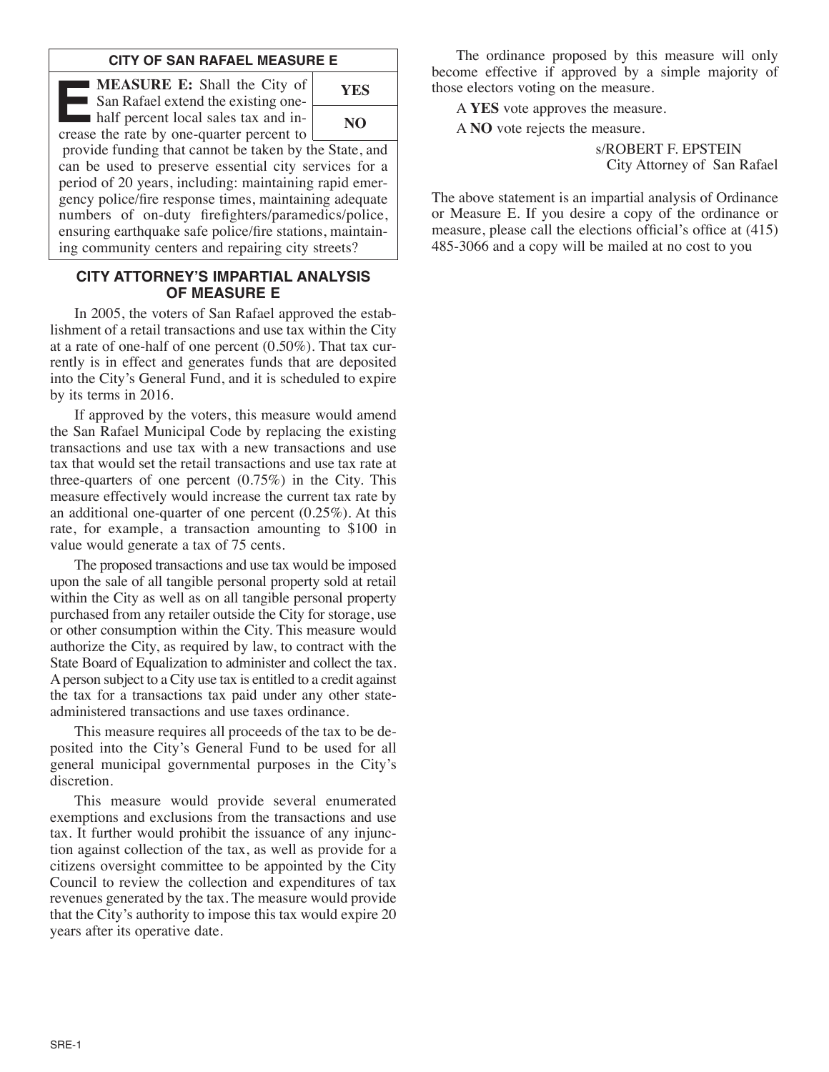## CITY OF SAN RAFAEL MEASURE E

| **MEASURE E:** Shall the City of San Rafael extend the existing one-half percent local sales tax and increase the rate by one-quarter percent to provide funding that cannot be taken by the State, and can be used to preserve essential city services for a period of 20 years, including: maintaining rapid emergency police/fire response times, maintaining adequate numbers of on-duty firefighters/paramedics/police, ensuring earthquake safe police/fire stations, maintaining community centers and repairing city streets? | **YES** |
|---|---|
| | **NO** |

### CITY ATTORNEY'S IMPARTIAL ANALYSIS OF MEASURE E

In 2005, the voters of San Rafael approved the establishment of a retail transactions and use tax within the City at a rate of one-half of one percent (0.50%). That tax currently is in effect and generates funds that are deposited into the City's General Fund, and it is scheduled to expire by its terms in 2016.

If approved by the voters, this measure would amend the San Rafael Municipal Code by replacing the existing transactions and use tax with a new transactions and use tax that would set the retail transactions and use tax rate at three-quarters of one percent (0.75%) in the City. This measure effectively would increase the current tax rate by an additional one-quarter of one percent (0.25%). At this rate, for example, a transaction amounting to $100 in value would generate a tax of 75 cents.

The proposed transactions and use tax would be imposed upon the sale of all tangible personal property sold at retail within the City as well as on all tangible personal property purchased from any retailer outside the City for storage, use or other consumption within the City. This measure would authorize the City, as required by law, to contract with the State Board of Equalization to administer and collect the tax. A person subject to a City use tax is entitled to a credit against the tax for a transactions tax paid under any other state-administered transactions and use taxes ordinance.

This measure requires all proceeds of the tax to be deposited into the City's General Fund to be used for all general municipal governmental purposes in the City's discretion.

This measure would provide several enumerated exemptions and exclusions from the transactions and use tax. It further would prohibit the issuance of any injunction against collection of the tax, as well as provide for a citizens oversight committee to be appointed by the City Council to review the collection and expenditures of tax revenues generated by the tax. The measure would provide that the City's authority to impose this tax would expire 20 years after its operative date.

The ordinance proposed by this measure will only become effective if approved by a simple majority of those electors voting on the measure.

A **YES** vote approves the measure.

A **NO** vote rejects the measure.

s/ROBERT F. EPSTEIN
City Attorney of San Rafael

The above statement is an impartial analysis of Ordinance or Measure E. If you desire a copy of the ordinance or measure, please call the elections official's office at (415) 485-3066 and a copy will be mailed at no cost to you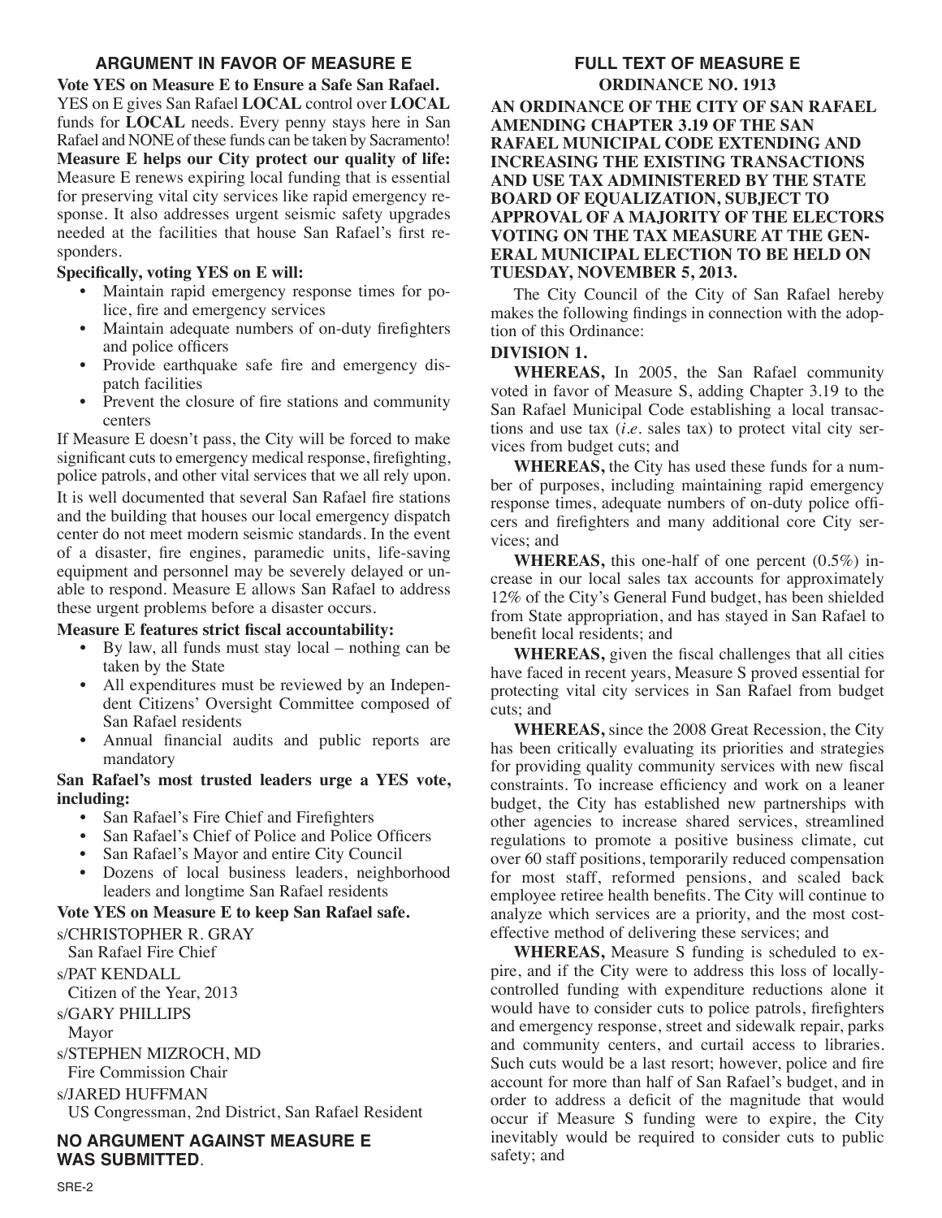## ARGUMENT IN FAVOR OF MEASURE E

**Vote YES on Measure E to Ensure a Safe San Rafael.**

YES on E gives San Rafael **LOCAL** control over **LOCAL** funds for **LOCAL** needs. Every penny stays here in San Rafael and NONE of these funds can be taken by Sacramento!

**Measure E helps our City protect our quality of life:** Measure E renews expiring local funding that is essential for preserving vital city services like rapid emergency response. It also addresses urgent seismic safety upgrades needed at the facilities that house San Rafael's first responders.

**Specifically, voting YES on E will:**

- Maintain rapid emergency response times for police, fire and emergency services
- Maintain adequate numbers of on-duty firefighters and police officers
- Provide earthquake safe fire and emergency dispatch facilities
- Prevent the closure of fire stations and community centers

If Measure E doesn't pass, the City will be forced to make significant cuts to emergency medical response, firefighting, police patrols, and other vital services that we all rely upon.

It is well documented that several San Rafael fire stations and the building that houses our local emergency dispatch center do not meet modern seismic standards. In the event of a disaster, fire engines, paramedic units, life-saving equipment and personnel may be severely delayed or unable to respond. Measure E allows San Rafael to address these urgent problems before a disaster occurs.

**Measure E features strict fiscal accountability:**

- By law, all funds must stay local – nothing can be taken by the State
- All expenditures must be reviewed by an Independent Citizens' Oversight Committee composed of San Rafael residents
- Annual financial audits and public reports are mandatory

**San Rafael's most trusted leaders urge a YES vote, including:**

- San Rafael's Fire Chief and Firefighters
- San Rafael's Chief of Police and Police Officers
- San Rafael's Mayor and entire City Council
- Dozens of local business leaders, neighborhood leaders and longtime San Rafael residents

**Vote YES on Measure E to keep San Rafael safe.**

s/CHRISTOPHER R. GRAY
San Rafael Fire Chief

s/PAT KENDALL
Citizen of the Year, 2013

s/GARY PHILLIPS
Mayor

s/STEPHEN MIZROCH, MD
Fire Commission Chair

s/JARED HUFFMAN
US Congressman, 2nd District, San Rafael Resident

## NO ARGUMENT AGAINST MEASURE E WAS SUBMITTED.

## FULL TEXT OF MEASURE E

### ORDINANCE NO. 1913

**AN ORDINANCE OF THE CITY OF SAN RAFAEL AMENDING CHAPTER 3.19 OF THE SAN RAFAEL MUNICIPAL CODE EXTENDING AND INCREASING THE EXISTING TRANSACTIONS AND USE TAX ADMINISTERED BY THE STATE BOARD OF EQUALIZATION, SUBJECT TO APPROVAL OF A MAJORITY OF THE ELECTORS VOTING ON THE TAX MEASURE AT THE GENERAL MUNICIPAL ELECTION TO BE HELD ON TUESDAY, NOVEMBER 5, 2013.**

The City Council of the City of San Rafael hereby makes the following findings in connection with the adoption of this Ordinance:

**DIVISION 1.**

**WHEREAS,** In 2005, the San Rafael community voted in favor of Measure S, adding Chapter 3.19 to the San Rafael Municipal Code establishing a local transactions and use tax (*i.e.* sales tax) to protect vital city services from budget cuts; and

**WHEREAS,** the City has used these funds for a number of purposes, including maintaining rapid emergency response times, adequate numbers of on-duty police officers and firefighters and many additional core City services; and

**WHEREAS,** this one-half of one percent (0.5%) increase in our local sales tax accounts for approximately 12% of the City's General Fund budget, has been shielded from State appropriation, and has stayed in San Rafael to benefit local residents; and

**WHEREAS,** given the fiscal challenges that all cities have faced in recent years, Measure S proved essential for protecting vital city services in San Rafael from budget cuts; and

**WHEREAS,** since the 2008 Great Recession, the City has been critically evaluating its priorities and strategies for providing quality community services with new fiscal constraints. To increase efficiency and work on a leaner budget, the City has established new partnerships with other agencies to increase shared services, streamlined regulations to promote a positive business climate, cut over 60 staff positions, temporarily reduced compensation for most staff, reformed pensions, and scaled back employee retiree health benefits. The City will continue to analyze which services are a priority, and the most cost-effective method of delivering these services; and

**WHEREAS,** Measure S funding is scheduled to expire, and if the City were to address this loss of locally-controlled funding with expenditure reductions alone it would have to consider cuts to police patrols, firefighters and emergency response, street and sidewalk repair, parks and community centers, and curtail access to libraries. Such cuts would be a last resort; however, police and fire account for more than half of San Rafael's budget, and in order to address a deficit of the magnitude that would occur if Measure S funding were to expire, the City inevitably would be required to consider cuts to public safety; and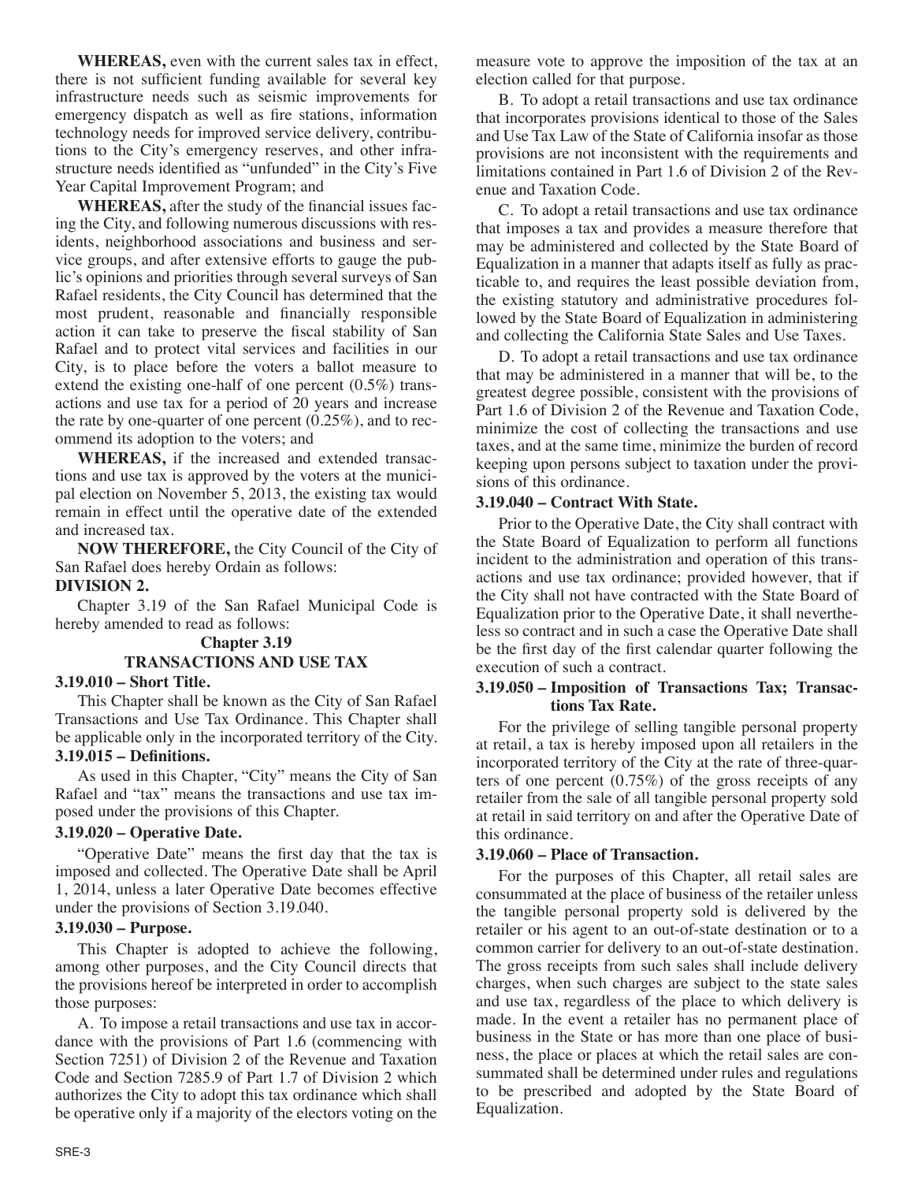**WHEREAS,** even with the current sales tax in effect, there is not sufficient funding available for several key infrastructure needs such as seismic improvements for emergency dispatch as well as fire stations, information technology needs for improved service delivery, contributions to the City's emergency reserves, and other infrastructure needs identified as "unfunded" in the City's Five Year Capital Improvement Program; and

**WHEREAS,** after the study of the financial issues facing the City, and following numerous discussions with residents, neighborhood associations and business and service groups, and after extensive efforts to gauge the public's opinions and priorities through several surveys of San Rafael residents, the City Council has determined that the most prudent, reasonable and financially responsible action it can take to preserve the fiscal stability of San Rafael and to protect vital services and facilities in our City, is to place before the voters a ballot measure to extend the existing one-half of one percent (0.5%) transactions and use tax for a period of 20 years and increase the rate by one-quarter of one percent (0.25%), and to recommend its adoption to the voters; and

**WHEREAS,** if the increased and extended transactions and use tax is approved by the voters at the municipal election on November 5, 2013, the existing tax would remain in effect until the operative date of the extended and increased tax.

**NOW THEREFORE,** the City Council of the City of San Rafael does hereby Ordain as follows:

**DIVISION 2.**

Chapter 3.19 of the San Rafael Municipal Code is hereby amended to read as follows:

**Chapter 3.19**

**TRANSACTIONS AND USE TAX**

**3.19.010 – Short Title.**

This Chapter shall be known as the City of San Rafael Transactions and Use Tax Ordinance. This Chapter shall be applicable only in the incorporated territory of the City.

**3.19.015 – Definitions.**

As used in this Chapter, "City" means the City of San Rafael and "tax" means the transactions and use tax imposed under the provisions of this Chapter.

**3.19.020 – Operative Date.**

"Operative Date" means the first day that the tax is imposed and collected. The Operative Date shall be April 1, 2014, unless a later Operative Date becomes effective under the provisions of Section 3.19.040.

**3.19.030 – Purpose.**

This Chapter is adopted to achieve the following, among other purposes, and the City Council directs that the provisions hereof be interpreted in order to accomplish those purposes:

A. To impose a retail transactions and use tax in accordance with the provisions of Part 1.6 (commencing with Section 7251) of Division 2 of the Revenue and Taxation Code and Section 7285.9 of Part 1.7 of Division 2 which authorizes the City to adopt this tax ordinance which shall be operative only if a majority of the electors voting on the measure vote to approve the imposition of the tax at an election called for that purpose.

B. To adopt a retail transactions and use tax ordinance that incorporates provisions identical to those of the Sales and Use Tax Law of the State of California insofar as those provisions are not inconsistent with the requirements and limitations contained in Part 1.6 of Division 2 of the Revenue and Taxation Code.

C. To adopt a retail transactions and use tax ordinance that imposes a tax and provides a measure therefore that may be administered and collected by the State Board of Equalization in a manner that adapts itself as fully as practicable to, and requires the least possible deviation from, the existing statutory and administrative procedures followed by the State Board of Equalization in administering and collecting the California State Sales and Use Taxes.

D. To adopt a retail transactions and use tax ordinance that may be administered in a manner that will be, to the greatest degree possible, consistent with the provisions of Part 1.6 of Division 2 of the Revenue and Taxation Code, minimize the cost of collecting the transactions and use taxes, and at the same time, minimize the burden of record keeping upon persons subject to taxation under the provisions of this ordinance.

**3.19.040 – Contract With State.**

Prior to the Operative Date, the City shall contract with the State Board of Equalization to perform all functions incident to the administration and operation of this transactions and use tax ordinance; provided however, that if the City shall not have contracted with the State Board of Equalization prior to the Operative Date, it shall nevertheless so contract and in such a case the Operative Date shall be the first day of the first calendar quarter following the execution of such a contract.

**3.19.050 – Imposition of Transactions Tax; Transactions Tax Rate.**

For the privilege of selling tangible personal property at retail, a tax is hereby imposed upon all retailers in the incorporated territory of the City at the rate of three-quarters of one percent (0.75%) of the gross receipts of any retailer from the sale of all tangible personal property sold at retail in said territory on and after the Operative Date of this ordinance.

**3.19.060 – Place of Transaction.**

For the purposes of this Chapter, all retail sales are consummated at the place of business of the retailer unless the tangible personal property sold is delivered by the retailer or his agent to an out-of-state destination or to a common carrier for delivery to an out-of-state destination. The gross receipts from such sales shall include delivery charges, when such charges are subject to the state sales and use tax, regardless of the place to which delivery is made. In the event a retailer has no permanent place of business in the State or has more than one place of business, the place or places at which the retail sales are consummated shall be determined under rules and regulations to be prescribed and adopted by the State Board of Equalization.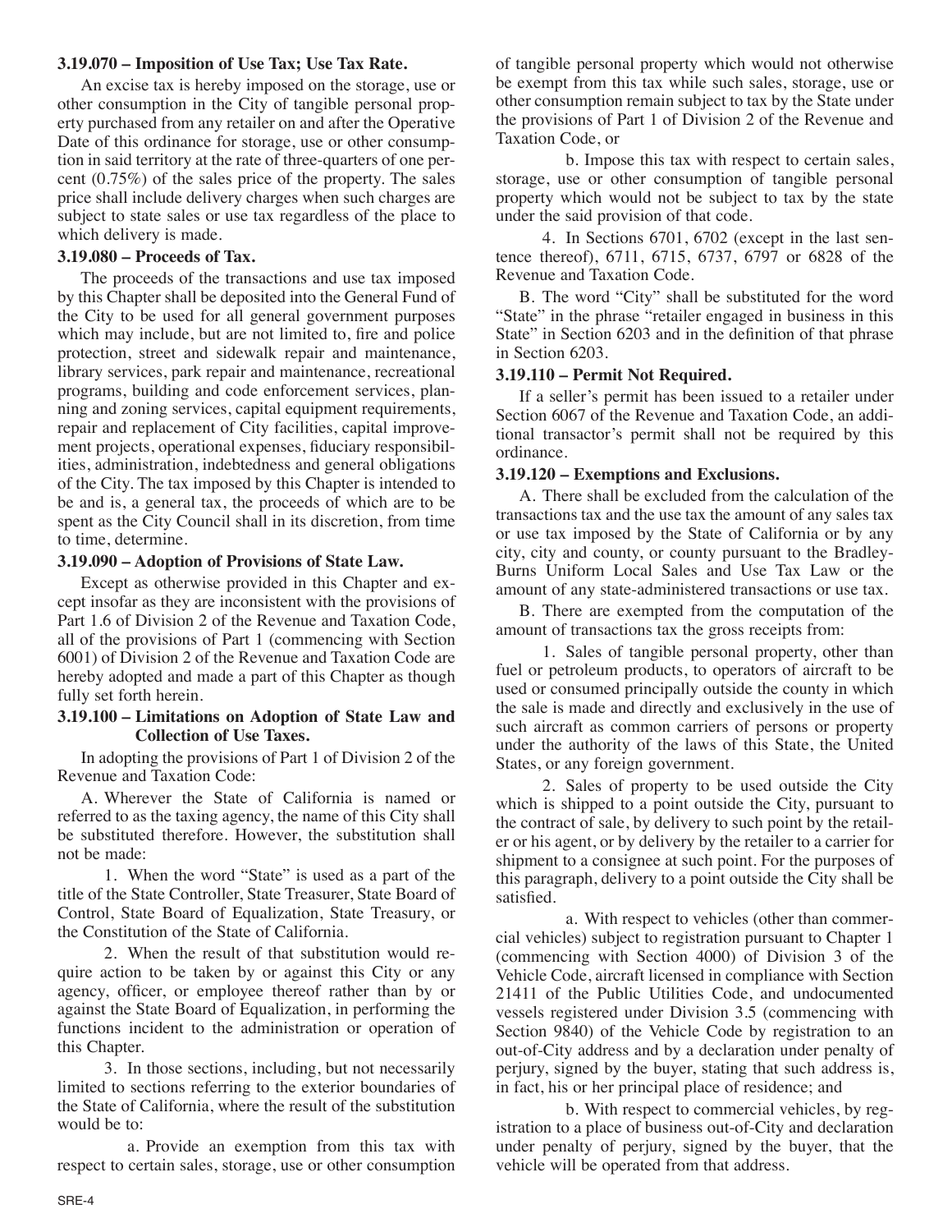**3.19.070 – Imposition of Use Tax; Use Tax Rate.**

An excise tax is hereby imposed on the storage, use or other consumption in the City of tangible personal property purchased from any retailer on and after the Operative Date of this ordinance for storage, use or other consumption in said territory at the rate of three-quarters of one percent (0.75%) of the sales price of the property. The sales price shall include delivery charges when such charges are subject to state sales or use tax regardless of the place to which delivery is made.

**3.19.080 – Proceeds of Tax.**

The proceeds of the transactions and use tax imposed by this Chapter shall be deposited into the General Fund of the City to be used for all general government purposes which may include, but are not limited to, fire and police protection, street and sidewalk repair and maintenance, library services, park repair and maintenance, recreational programs, building and code enforcement services, planning and zoning services, capital equipment requirements, repair and replacement of City facilities, capital improvement projects, operational expenses, fiduciary responsibilities, administration, indebtedness and general obligations of the City. The tax imposed by this Chapter is intended to be and is, a general tax, the proceeds of which are to be spent as the City Council shall in its discretion, from time to time, determine.

**3.19.090 – Adoption of Provisions of State Law.**

Except as otherwise provided in this Chapter and except insofar as they are inconsistent with the provisions of Part 1.6 of Division 2 of the Revenue and Taxation Code, all of the provisions of Part 1 (commencing with Section 6001) of Division 2 of the Revenue and Taxation Code are hereby adopted and made a part of this Chapter as though fully set forth herein.

**3.19.100 – Limitations on Adoption of State Law and Collection of Use Taxes.**

In adopting the provisions of Part 1 of Division 2 of the Revenue and Taxation Code:

A. Wherever the State of California is named or referred to as the taxing agency, the name of this City shall be substituted therefore. However, the substitution shall not be made:

1. When the word "State" is used as a part of the title of the State Controller, State Treasurer, State Board of Control, State Board of Equalization, State Treasury, or the Constitution of the State of California.

2. When the result of that substitution would require action to be taken by or against this City or any agency, officer, or employee thereof rather than by or against the State Board of Equalization, in performing the functions incident to the administration or operation of this Chapter.

3. In those sections, including, but not necessarily limited to sections referring to the exterior boundaries of the State of California, where the result of the substitution would be to:

a. Provide an exemption from this tax with respect to certain sales, storage, use or other consumption of tangible personal property which would not otherwise be exempt from this tax while such sales, storage, use or other consumption remain subject to tax by the State under the provisions of Part 1 of Division 2 of the Revenue and Taxation Code, or

b. Impose this tax with respect to certain sales, storage, use or other consumption of tangible personal property which would not be subject to tax by the state under the said provision of that code.

4. In Sections 6701, 6702 (except in the last sentence thereof), 6711, 6715, 6737, 6797 or 6828 of the Revenue and Taxation Code.

B. The word "City" shall be substituted for the word "State" in the phrase "retailer engaged in business in this State" in Section 6203 and in the definition of that phrase in Section 6203.

**3.19.110 – Permit Not Required.**

If a seller's permit has been issued to a retailer under Section 6067 of the Revenue and Taxation Code, an additional transactor's permit shall not be required by this ordinance.

**3.19.120 – Exemptions and Exclusions.**

A. There shall be excluded from the calculation of the transactions tax and the use tax the amount of any sales tax or use tax imposed by the State of California or by any city, city and county, or county pursuant to the Bradley-Burns Uniform Local Sales and Use Tax Law or the amount of any state-administered transactions or use tax.

B. There are exempted from the computation of the amount of transactions tax the gross receipts from:

1. Sales of tangible personal property, other than fuel or petroleum products, to operators of aircraft to be used or consumed principally outside the county in which the sale is made and directly and exclusively in the use of such aircraft as common carriers of persons or property under the authority of the laws of this State, the United States, or any foreign government.

2. Sales of property to be used outside the City which is shipped to a point outside the City, pursuant to the contract of sale, by delivery to such point by the retailer or his agent, or by delivery by the retailer to a carrier for shipment to a consignee at such point. For the purposes of this paragraph, delivery to a point outside the City shall be satisfied.

a. With respect to vehicles (other than commercial vehicles) subject to registration pursuant to Chapter 1 (commencing with Section 4000) of Division 3 of the Vehicle Code, aircraft licensed in compliance with Section 21411 of the Public Utilities Code, and undocumented vessels registered under Division 3.5 (commencing with Section 9840) of the Vehicle Code by registration to an out-of-City address and by a declaration under penalty of perjury, signed by the buyer, stating that such address is, in fact, his or her principal place of residence; and

b. With respect to commercial vehicles, by registration to a place of business out-of-City and declaration under penalty of perjury, signed by the buyer, that the vehicle will be operated from that address.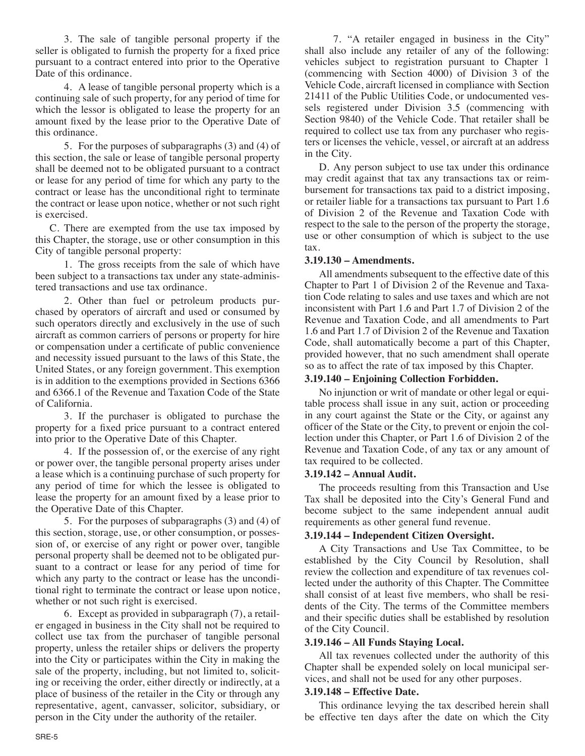3. The sale of tangible personal property if the seller is obligated to furnish the property for a fixed price pursuant to a contract entered into prior to the Operative Date of this ordinance.

4. A lease of tangible personal property which is a continuing sale of such property, for any period of time for which the lessor is obligated to lease the property for an amount fixed by the lease prior to the Operative Date of this ordinance.

5. For the purposes of subparagraphs (3) and (4) of this section, the sale or lease of tangible personal property shall be deemed not to be obligated pursuant to a contract or lease for any period of time for which any party to the contract or lease has the unconditional right to terminate the contract or lease upon notice, whether or not such right is exercised.

C. There are exempted from the use tax imposed by this Chapter, the storage, use or other consumption in this City of tangible personal property:

1. The gross receipts from the sale of which have been subject to a transactions tax under any state-administered transactions and use tax ordinance.

2. Other than fuel or petroleum products purchased by operators of aircraft and used or consumed by such operators directly and exclusively in the use of such aircraft as common carriers of persons or property for hire or compensation under a certificate of public convenience and necessity issued pursuant to the laws of this State, the United States, or any foreign government. This exemption is in addition to the exemptions provided in Sections 6366 and 6366.1 of the Revenue and Taxation Code of the State of California.

3. If the purchaser is obligated to purchase the property for a fixed price pursuant to a contract entered into prior to the Operative Date of this Chapter.

4. If the possession of, or the exercise of any right or power over, the tangible personal property arises under a lease which is a continuing purchase of such property for any period of time for which the lessee is obligated to lease the property for an amount fixed by a lease prior to the Operative Date of this Chapter.

5. For the purposes of subparagraphs (3) and (4) of this section, storage, use, or other consumption, or possession of, or exercise of any right or power over, tangible personal property shall be deemed not to be obligated pursuant to a contract or lease for any period of time for which any party to the contract or lease has the unconditional right to terminate the contract or lease upon notice, whether or not such right is exercised.

6. Except as provided in subparagraph (7), a retailer engaged in business in the City shall not be required to collect use tax from the purchaser of tangible personal property, unless the retailer ships or delivers the property into the City or participates within the City in making the sale of the property, including, but not limited to, soliciting or receiving the order, either directly or indirectly, at a place of business of the retailer in the City or through any representative, agent, canvasser, solicitor, subsidiary, or person in the City under the authority of the retailer.

7. "A retailer engaged in business in the City" shall also include any retailer of any of the following: vehicles subject to registration pursuant to Chapter 1 (commencing with Section 4000) of Division 3 of the Vehicle Code, aircraft licensed in compliance with Section 21411 of the Public Utilities Code, or undocumented vessels registered under Division 3.5 (commencing with Section 9840) of the Vehicle Code. That retailer shall be required to collect use tax from any purchaser who registers or licenses the vehicle, vessel, or aircraft at an address in the City.

D. Any person subject to use tax under this ordinance may credit against that tax any transactions tax or reimbursement for transactions tax paid to a district imposing, or retailer liable for a transactions tax pursuant to Part 1.6 of Division 2 of the Revenue and Taxation Code with respect to the sale to the person of the property the storage, use or other consumption of which is subject to the use tax.

**3.19.130 – Amendments.**

All amendments subsequent to the effective date of this Chapter to Part 1 of Division 2 of the Revenue and Taxation Code relating to sales and use taxes and which are not inconsistent with Part 1.6 and Part 1.7 of Division 2 of the Revenue and Taxation Code, and all amendments to Part 1.6 and Part 1.7 of Division 2 of the Revenue and Taxation Code, shall automatically become a part of this Chapter, provided however, that no such amendment shall operate so as to affect the rate of tax imposed by this Chapter.

**3.19.140 – Enjoining Collection Forbidden.**

No injunction or writ of mandate or other legal or equitable process shall issue in any suit, action or proceeding in any court against the State or the City, or against any officer of the State or the City, to prevent or enjoin the collection under this Chapter, or Part 1.6 of Division 2 of the Revenue and Taxation Code, of any tax or any amount of tax required to be collected.

**3.19.142 – Annual Audit.**

The proceeds resulting from this Transaction and Use Tax shall be deposited into the City's General Fund and become subject to the same independent annual audit requirements as other general fund revenue.

**3.19.144 – Independent Citizen Oversight.**

A City Transactions and Use Tax Committee, to be established by the City Council by Resolution, shall review the collection and expenditure of tax revenues collected under the authority of this Chapter. The Committee shall consist of at least five members, who shall be residents of the City. The terms of the Committee members and their specific duties shall be established by resolution of the City Council.

**3.19.146 – All Funds Staying Local.**

All tax revenues collected under the authority of this Chapter shall be expended solely on local municipal services, and shall not be used for any other purposes.

**3.19.148 – Effective Date.**

This ordinance levying the tax described herein shall be effective ten days after the date on which the City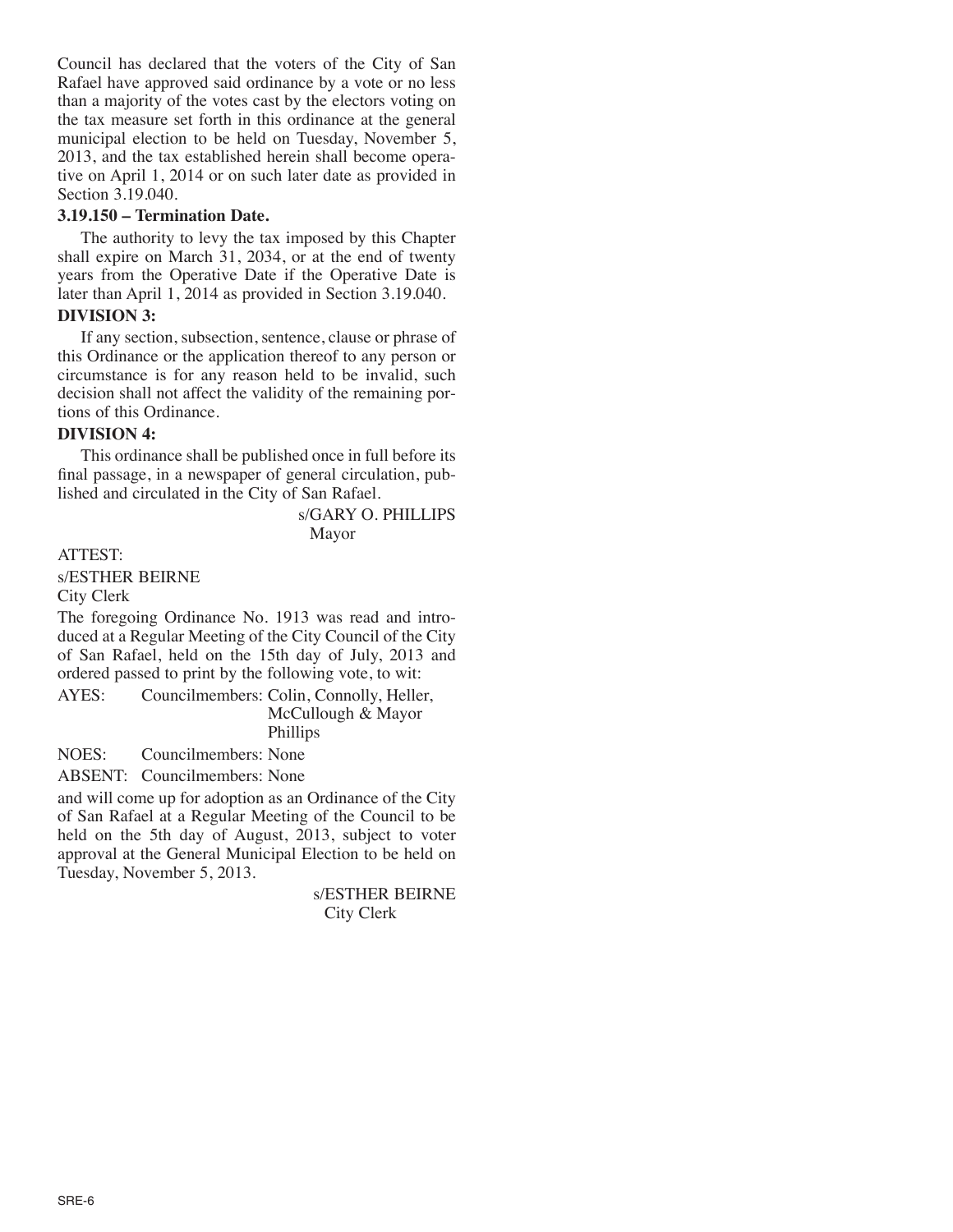Council has declared that the voters of the City of San Rafael have approved said ordinance by a vote or no less than a majority of the votes cast by the electors voting on the tax measure set forth in this ordinance at the general municipal election to be held on Tuesday, November 5, 2013, and the tax established herein shall become operative on April 1, 2014 or on such later date as provided in Section 3.19.040.

**3.19.150 – Termination Date.**

The authority to levy the tax imposed by this Chapter shall expire on March 31, 2034, or at the end of twenty years from the Operative Date if the Operative Date is later than April 1, 2014 as provided in Section 3.19.040.

**DIVISION 3:**

If any section, subsection, sentence, clause or phrase of this Ordinance or the application thereof to any person or circumstance is for any reason held to be invalid, such decision shall not affect the validity of the remaining portions of this Ordinance.

**DIVISION 4:**

This ordinance shall be published once in full before its final passage, in a newspaper of general circulation, published and circulated in the City of San Rafael.

s/GARY O. PHILLIPS
Mayor

ATTEST:

s/ESTHER BEIRNE
City Clerk

The foregoing Ordinance No. 1913 was read and introduced at a Regular Meeting of the City Council of the City of San Rafael, held on the 15th day of July, 2013 and ordered passed to print by the following vote, to wit:

AYES: Councilmembers: Colin, Connolly, Heller, McCullough & Mayor Phillips

NOES: Councilmembers: None

ABSENT: Councilmembers: None

and will come up for adoption as an Ordinance of the City of San Rafael at a Regular Meeting of the Council to be held on the 5th day of August, 2013, subject to voter approval at the General Municipal Election to be held on Tuesday, November 5, 2013.

s/ESTHER BEIRNE
City Clerk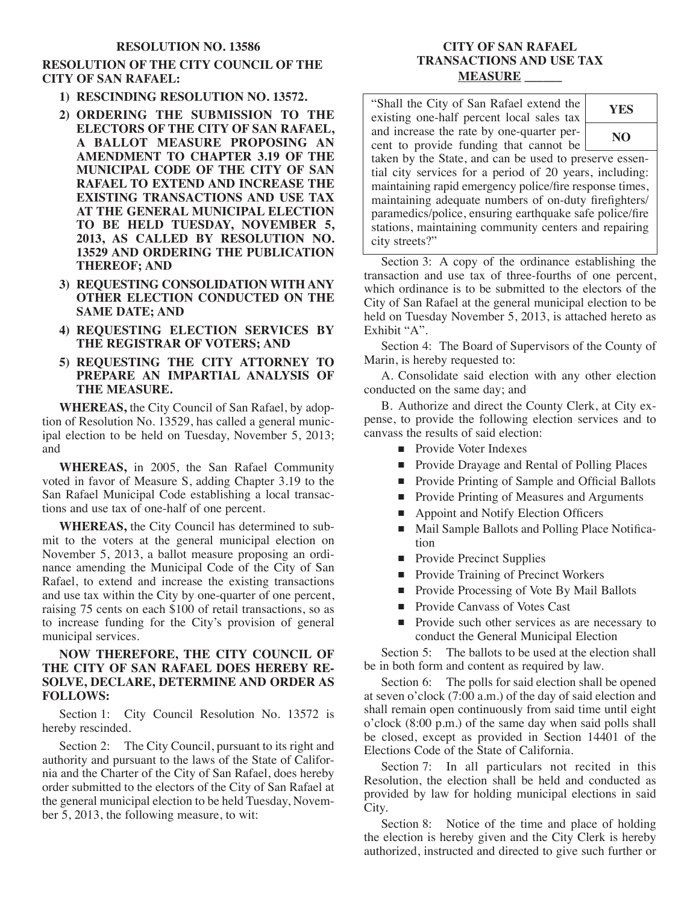## RESOLUTION NO. 13586

**RESOLUTION OF THE CITY COUNCIL OF THE CITY OF SAN RAFAEL:**

1) **RESCINDING RESOLUTION NO. 13572.**
2) **ORDERING THE SUBMISSION TO THE ELECTORS OF THE CITY OF SAN RAFAEL, A BALLOT MEASURE PROPOSING AN AMENDMENT TO CHAPTER 3.19 OF THE MUNICIPAL CODE OF THE CITY OF SAN RAFAEL TO EXTEND AND INCREASE THE EXISTING TRANSACTIONS AND USE TAX AT THE GENERAL MUNICIPAL ELECTION TO BE HELD TUESDAY, NOVEMBER 5, 2013, AS CALLED BY RESOLUTION NO. 13529 AND ORDERING THE PUBLICATION THEREOF; AND**
3) **REQUESTING CONSOLIDATION WITH ANY OTHER ELECTION CONDUCTED ON THE SAME DATE; AND**
4) **REQUESTING ELECTION SERVICES BY THE REGISTRAR OF VOTERS; AND**
5) **REQUESTING THE CITY ATTORNEY TO PREPARE AN IMPARTIAL ANALYSIS OF THE MEASURE.**

**WHEREAS,** the City Council of San Rafael, by adoption of Resolution No. 13529, has called a general municipal election to be held on Tuesday, November 5, 2013; and

**WHEREAS,** in 2005, the San Rafael Community voted in favor of Measure S, adding Chapter 3.19 to the San Rafael Municipal Code establishing a local transactions and use tax of one-half of one percent.

**WHEREAS,** the City Council has determined to submit to the voters at the general municipal election on November 5, 2013, a ballot measure proposing an ordinance amending the Municipal Code of the City of San Rafael, to extend and increase the existing transactions and use tax within the City by one-quarter of one percent, raising 75 cents on each $100 of retail transactions, so as to increase funding for the City's provision of general municipal services.

**NOW THEREFORE, THE CITY COUNCIL OF THE CITY OF SAN RAFAEL DOES HEREBY RESOLVE, DECLARE, DETERMINE AND ORDER AS FOLLOWS:**

Section 1: City Council Resolution No. 13572 is hereby rescinded.

Section 2: The City Council, pursuant to its right and authority and pursuant to the laws of the State of California and the Charter of the City of San Rafael, does hereby order submitted to the electors of the City of San Rafael at the general municipal election to be held Tuesday, November 5, 2013, the following measure, to wit:

**CITY OF SAN RAFAEL TRANSACTIONS AND USE TAX MEASURE ______**

| "Shall the City of San Rafael extend the existing one-half percent local sales tax and increase the rate by one-quarter percent to provide funding that cannot be taken by the State, and can be used to preserve essential city services for a period of 20 years, including: maintaining rapid emergency police/fire response times, maintaining adequate numbers of on-duty firefighters/paramedics/police, ensuring earthquake safe police/fire stations, maintaining community centers and repairing city streets?" | **YES** |
|---|---|
| | **NO** |

Section 3: A copy of the ordinance establishing the transaction and use tax of three-fourths of one percent, which ordinance is to be submitted to the electors of the City of San Rafael at the general municipal election to be held on Tuesday November 5, 2013, is attached hereto as Exhibit "A".

Section 4: The Board of Supervisors of the County of Marin, is hereby requested to:

A. Consolidate said election with any other election conducted on the same day; and

B. Authorize and direct the County Clerk, at City expense, to provide the following election services and to canvass the results of said election:

- Provide Voter Indexes
- Provide Drayage and Rental of Polling Places
- Provide Printing of Sample and Official Ballots
- Provide Printing of Measures and Arguments
- Appoint and Notify Election Officers
- Mail Sample Ballots and Polling Place Notification
- Provide Precinct Supplies
- Provide Training of Precinct Workers
- Provide Processing of Vote By Mail Ballots
- Provide Canvass of Votes Cast
- Provide such other services as are necessary to conduct the General Municipal Election

Section 5: The ballots to be used at the election shall be in both form and content as required by law.

Section 6: The polls for said election shall be opened at seven o'clock (7:00 a.m.) of the day of said election and shall remain open continuously from said time until eight o'clock (8:00 p.m.) of the same day when said polls shall be closed, except as provided in Section 14401 of the Elections Code of the State of California.

Section 7: In all particulars not recited in this Resolution, the election shall be held and conducted as provided by law for holding municipal elections in said City.

Section 8: Notice of the time and place of holding the election is hereby given and the City Clerk is hereby authorized, instructed and directed to give such further or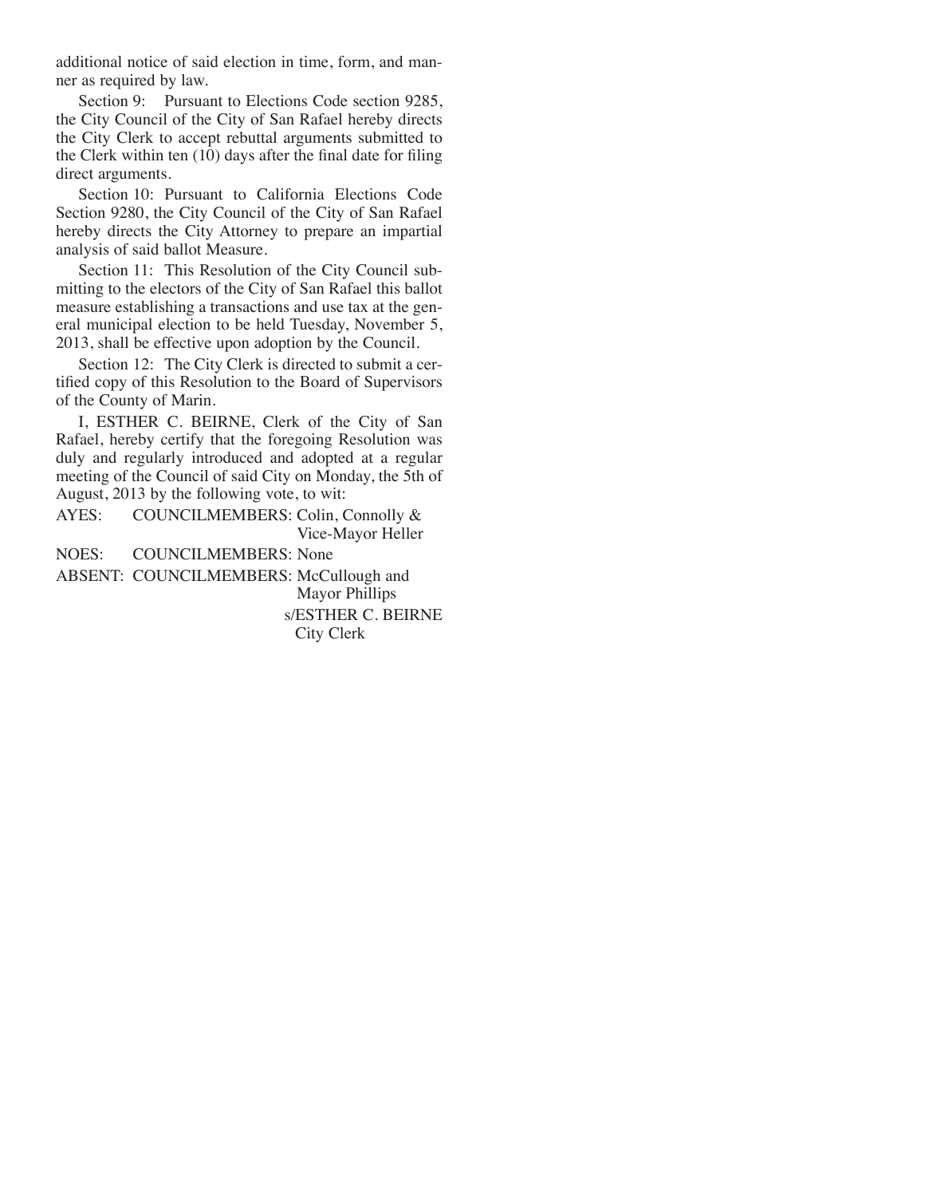additional notice of said election in time, form, and manner as required by law.

Section 9: Pursuant to Elections Code section 9285, the City Council of the City of San Rafael hereby directs the City Clerk to accept rebuttal arguments submitted to the Clerk within ten (10) days after the final date for filing direct arguments.

Section 10: Pursuant to California Elections Code Section 9280, the City Council of the City of San Rafael hereby directs the City Attorney to prepare an impartial analysis of said ballot Measure.

Section 11: This Resolution of the City Council submitting to the electors of the City of San Rafael this ballot measure establishing a transactions and use tax at the general municipal election to be held Tuesday, November 5, 2013, shall be effective upon adoption by the Council.

Section 12: The City Clerk is directed to submit a certified copy of this Resolution to the Board of Supervisors of the County of Marin.

I, ESTHER C. BEIRNE, Clerk of the City of San Rafael, hereby certify that the foregoing Resolution was duly and regularly introduced and adopted at a regular meeting of the Council of said City on Monday, the 5th of August, 2013 by the following vote, to wit:

AYES: COUNCILMEMBERS: Colin, Connolly & Vice-Mayor Heller

NOES: COUNCILMEMBERS: None

ABSENT: COUNCILMEMBERS: McCullough and Mayor Phillips

s/ESTHER C. BEIRNE
City Clerk